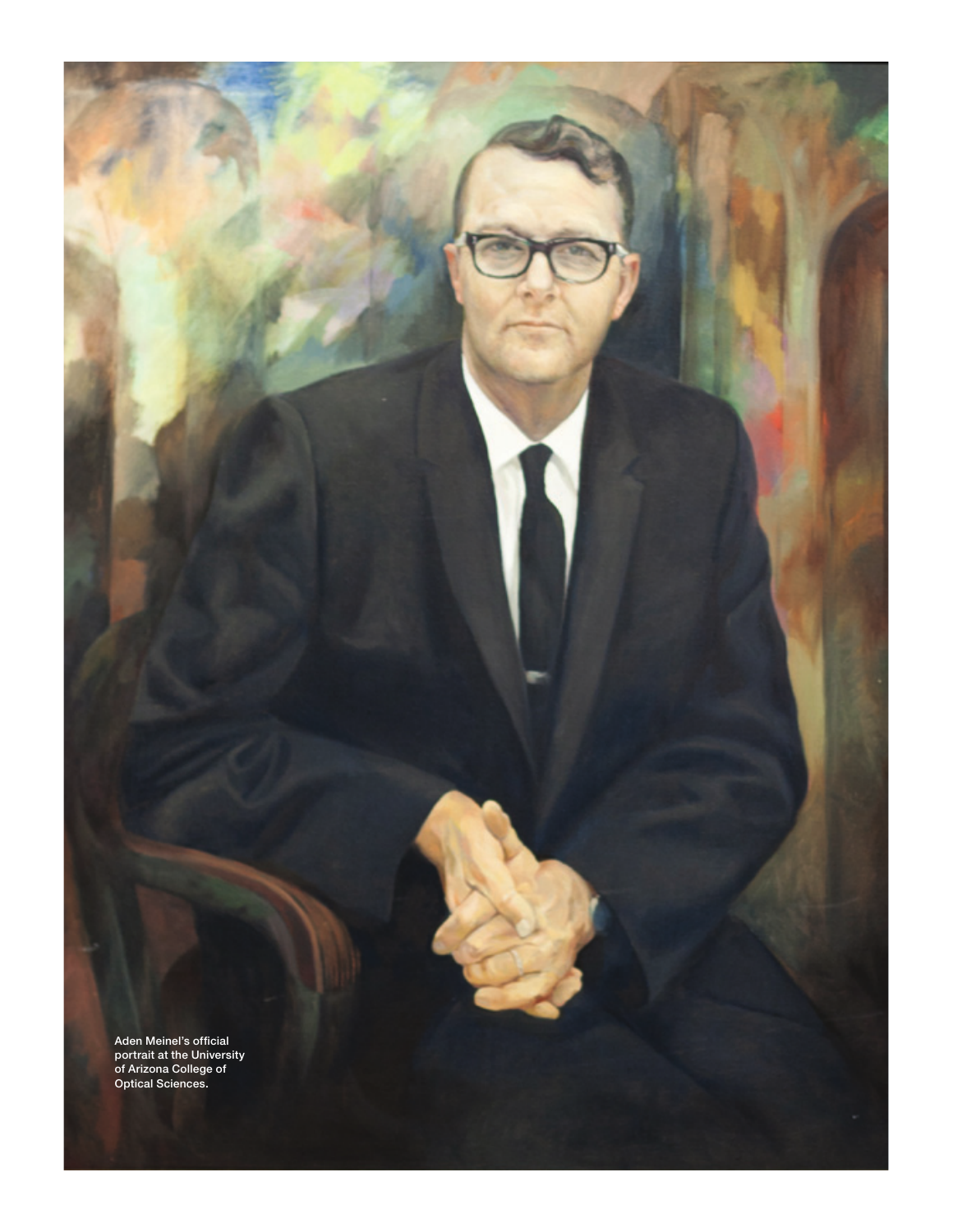Aden Meinel's official portrait at the University of Arizona College of Optical Sciences.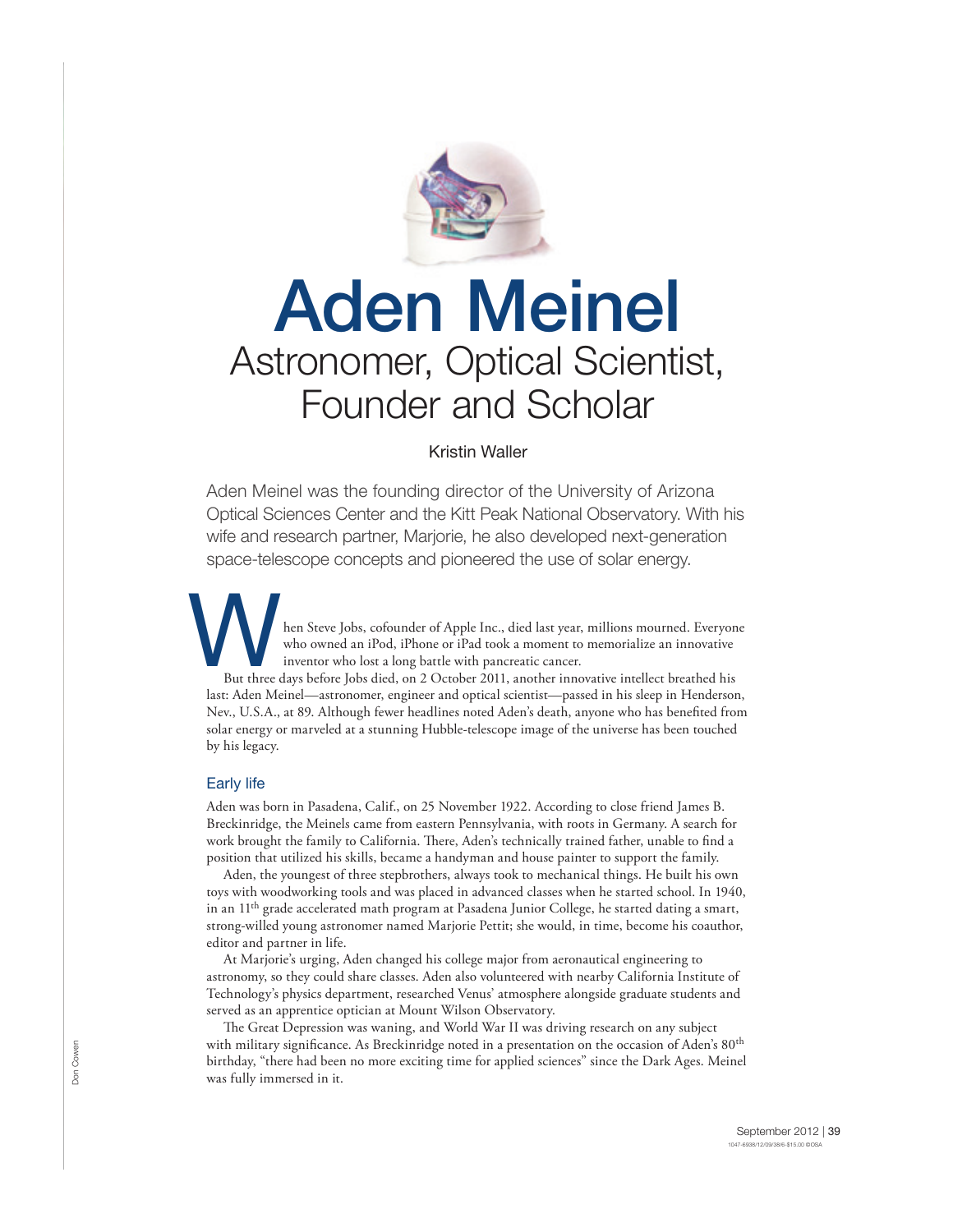# Aden Meinel

## Astronomer, Optical Scientist, Founder and Scholar

Kristin Waller

Aden Meinel was the founding director of the University of Arizona Optical Sciences Center and the Kitt Peak National Observatory. With his wife and research partner, Marjorie, he also developed next-generation space-telescope concepts and pioneered the use of solar energy.

When Steve Jobs, cofounder of Apple Inc., died last year, millions mourned. Everyone who owned an iPod, iPhone or iPad took a moment to memorialize an innovative inventor who lost a long battle with pancreatic cancer.

But three days before Jobs died, on 2 October 2011, another innovative intellect breathed his last: Aden Meinel—astronomer, engineer and optical scientist—passed in his sleep in Henderson, Nev., U.S.A., at 89. Although fewer headlines noted Aden's death, anyone who has benefited from solar energy or marveled at a stunning Hubble-telescope image of the universe has been touched by his legacy.

### Early life

Aden was born in Pasadena, Calif., on 25 November 1922. According to close friend James B. Breckinridge, the Meinels came from eastern Pennsylvania, with roots in Germany. A search for work brought the family to California. There, Aden's technically trained father, unable to find a position that utilized his skills, became a handyman and house painter to support the family.

Aden, the youngest of three stepbrothers, always took to mechanical things. He built his own toys with woodworking tools and was placed in advanced classes when he started school. In 1940, in an 11th grade accelerated math program at Pasadena Junior College, he started dating a smart, strong-willed young astronomer named Marjorie Pettit; she would, in time, become his coauthor, editor and partner in life.

At Marjorie's urging, Aden changed his college major from aeronautical engineering to astronomy, so they could share classes. Aden also volunteered with nearby California Institute of Technology's physics department, researched Venus' atmosphere alongside graduate students and served as an apprentice optician at Mount Wilson Observatory.

The Great Depression was waning, and World War II was driving research on any subject with military significance. As Breckinridge noted in a presentation on the occasion of Aden's 80th birthday, "there had been no more exciting time for applied sciences" since the Dark Ages. Meinel was fully immersed in it.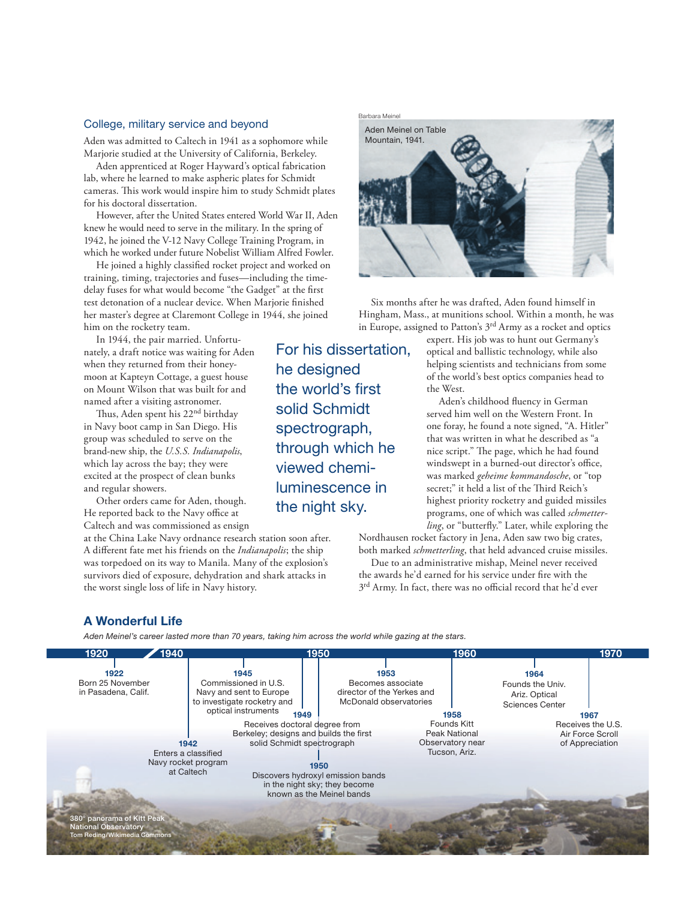## College, military service and beyond

Aden was admitted to Caltech in 1941 as a sophomore while Marjorie studied at the University of California, Berkeley.

Aden apprenticed at Roger Hayward's optical fabrication lab, where he learned to make aspheric plates for Schmidt cameras. This work would inspire him to study Schmidt plates for his doctoral dissertation.

However, after the United States entered World War II, Aden knew he would need to serve in the military. In the spring of 1942, he joined the V-12 Navy College Training Program, in which he worked under future Nobelist William Alfred Fowler.

He joined a highly classified rocket project and worked on training, timing, trajectories and fuses—including the time-delay fuses for what would become "the Gadget" at the first test detonation of a nuclear device. When Marjorie finished her master's degree at Claremont College in 1944, she joined him on the rocketry team.

In 1944, the pair married. Unfortunately, a draft notice was waiting for Aden when they returned from their honeymoon at Kapteyn Cottage, a guest house on Mount Wilson that was built for and named after a visiting astronomer.

Thus, Aden spent his 22nd birthday in Navy boot camp in San Diego. His group was scheduled to serve on the brand-new ship, the *U.S.S. Indianapolis*, which lay across the bay; they were excited at the prospect of clean bunks and regular showers.

Other orders came for Aden, though. He reported back to the Navy office at Caltech and was commissioned as ensign at the China Lake Navy ordnance research station soon after. A different fate met his friends on the *Indianapolis*; the ship was torpedoed on its way to Manila. Many of the explosion's survivors died of exposure, dehydration and shark attacks in the worst single loss of life in Navy history.

> For his dissertation, he designed the world's first solid Schmidt spectrograph, through which he viewed chemiluminescence in the night sky.

Barbara Meinel

Aden Meinel on Table Mountain, 1941.

Six months after he was drafted, Aden found himself in Hingham, Mass., at munitions school. Within a month, he was in Europe, assigned to Patton's 3rd Army as a rocket and optics expert. His job was to hunt out Germany's optical and ballistic technology, while also helping scientists and technicians from some of the world's best optics companies head to the West.

Aden's childhood fluency in German served him well on the Western Front. In one foray, he found a note signed, "A. Hitler" that was written in what he described as "a nice script." The page, which he had found windswept in a burned-out director's office, was marked *geheime kommandosche*, or "top secret;" it held a list of the Third Reich's highest priority rocketry and guided missiles programs, one of which was called *schmetterling*, or "butterfly." Later, while exploring the Nordhausen rocket factory in Jena, Aden saw two big crates, both marked *schmetterling*, that held advanced cruise missiles.

Due to an administrative mishap, Meinel never received the awards he'd earned for his service under fire with the 3rd Army. In fact, there was no official record that he'd ever

## A Wonderful Life

*Aden Meinel's career lasted more than 70 years, taking him across the world while gazing at the stars.*

- **1922** Born 25 November in Pasadena, Calif.
- **1942** Enters a classified Navy rocket program at Caltech
- **1945** Commissioned in U.S. Navy and sent to Europe to investigate rocketry and optical instruments
- **1949** Receives doctoral degree from Berkeley; designs and builds the first solid Schmidt spectrograph
- **1950** Discovers hydroxyl emission bands in the night sky; they become known as the Meinel bands
- **1953** Becomes associate director of the Yerkes and McDonald observatories
- **1958** Founds Kitt Peak National Observatory near Tucson, Ariz.
- **1964** Founds the Univ. Ariz. Optical Sciences Center
- **1967** Receives the U.S. Air Force Scroll of Appreciation

380° panorama of Kitt Peak National Observatory
Tom Reding/Wikimedia Commons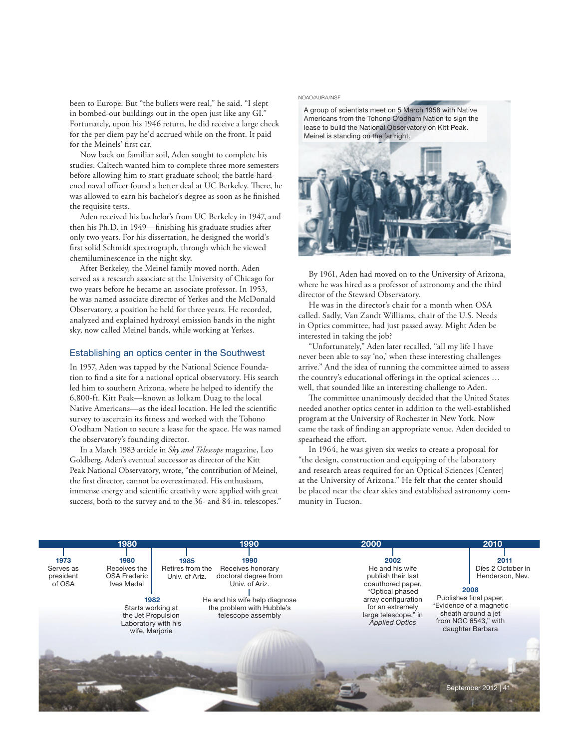been to Europe. But "the bullets were real," he said. "I slept in bombed-out buildings out in the open just like any GI." Fortunately, upon his 1946 return, he did receive a large check for the per diem pay he'd accrued while on the front. It paid for the Meinels' first car.

Now back on familiar soil, Aden sought to complete his studies. Caltech wanted him to complete three more semesters before allowing him to start graduate school; the battle-hardened naval officer found a better deal at UC Berkeley. There, he was allowed to earn his bachelor's degree as soon as he finished the requisite tests.

Aden received his bachelor's from UC Berkeley in 1947, and then his Ph.D. in 1949—finishing his graduate studies after only two years. For his dissertation, he designed the world's first solid Schmidt spectrograph, through which he viewed chemiluminescence in the night sky.

After Berkeley, the Meinel family moved north. Aden served as a research associate at the University of Chicago for two years before he became an associate professor. In 1953, he was named associate director of Yerkes and the McDonald Observatory, a position he held for three years. He recorded, analyzed and explained hydroxyl emission bands in the night sky, now called Meinel bands, while working at Yerkes.

## Establishing an optics center in the Southwest

In 1957, Aden was tapped by the National Science Foundation to find a site for a national optical observatory. His search led him to southern Arizona, where he helped to identify the 6,800-ft. Kitt Peak—known as Iolkam Duag to the local Native Americans—as the ideal location. He led the scientific survey to ascertain its fitness and worked with the Tohono O'odham Nation to secure a lease for the space. He was named the observatory's founding director.

In a March 1983 article in *Sky and Telescope* magazine, Leo Goldberg, Aden's eventual successor as director of the Kitt Peak National Observatory, wrote, "the contribution of Meinel, the first director, cannot be overestimated. His enthusiasm, immense energy and scientific creativity were applied with great success, both to the survey and to the 36- and 84-in. telescopes."

NOAO/AURA/NSF

A group of scientists meet on 5 March 1958 with Native Americans from the Tohono O'odham Nation to sign the lease to build the National Observatory on Kitt Peak. Meinel is standing on the far right.

By 1961, Aden had moved on to the University of Arizona, where he was hired as a professor of astronomy and the third director of the Steward Observatory.

He was in the director's chair for a month when OSA called. Sadly, Van Zandt Williams, chair of the U.S. Needs in Optics committee, had just passed away. Might Aden be interested in taking the job?

"Unfortunately," Aden later recalled, "all my life I have never been able to say 'no,' when these interesting challenges arrive." And the idea of running the committee aimed to assess the country's educational offerings in the optical sciences … well, that sounded like an interesting challenge to Aden.

The committee unanimously decided that the United States needed another optics center in addition to the well-established program at the University of Rochester in New York. Now came the task of finding an appropriate venue. Aden decided to spearhead the effort.

In 1964, he was given six weeks to create a proposal for "the design, construction and equipping of the laboratory and research areas required for an Optical Sciences [Center] at the University of Arizona." He felt that the center should be placed near the clear skies and established astronomy community in Tucson.

**1973** Serves as president of OSA

**1980** Receives the OSA Frederic Ives Medal

**1982** Starts working at the Jet Propulsion Laboratory with his wife, Marjorie

**1985** Retires from the Univ. of Ariz.

**1990** Receives honorary doctoral degree from Univ. of Ariz.

He and his wife help diagnose the problem with Hubble's telescope assembly

**2002** He and his wife publish their last coauthored paper, "Optical phased array configuration for an extremely large telescope," in *Applied Optics*

**2008** Publishes final paper, "Evidence of a magnetic sheath around a jet from NGC 6543," with daughter Barbara

**2011** Dies 2 October in Henderson, Nev.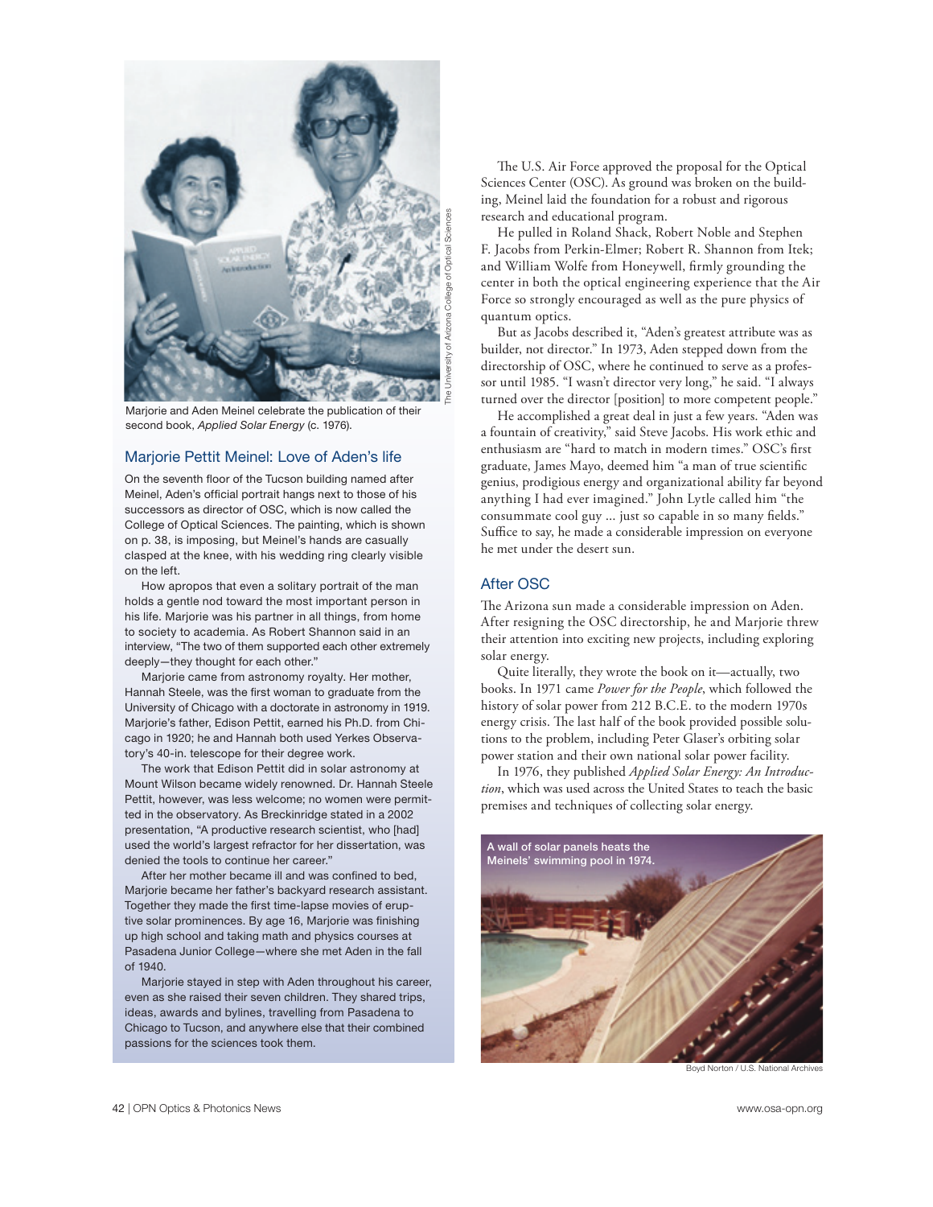Marjorie and Aden Meinel celebrate the publication of their second book, *Applied Solar Energy* (c. 1976).

The University of Arizona College of Optical Sciences

## Marjorie Pettit Meinel: Love of Aden's life

On the seventh floor of the Tucson building named after Meinel, Aden's official portrait hangs next to those of his successors as director of OSC, which is now called the College of Optical Sciences. The painting, which is shown on p. 38, is imposing, but Meinel's hands are casually clasped at the knee, with his wedding ring clearly visible on the left.

How apropos that even a solitary portrait of the man holds a gentle nod toward the most important person in his life. Marjorie was his partner in all things, from home to society to academia. As Robert Shannon said in an interview, "The two of them supported each other extremely deeply—they thought for each other."

Marjorie came from astronomy royalty. Her mother, Hannah Steele, was the first woman to graduate from the University of Chicago with a doctorate in astronomy in 1919. Marjorie's father, Edison Pettit, earned his Ph.D. from Chicago in 1920; he and Hannah both used Yerkes Observatory's 40-in. telescope for their degree work.

The work that Edison Pettit did in solar astronomy at Mount Wilson became widely renowned. Dr. Hannah Steele Pettit, however, was less welcome; no women were permitted in the observatory. As Breckinridge stated in a 2002 presentation, "A productive research scientist, who [had] used the world's largest refractor for her dissertation, was denied the tools to continue her career."

After her mother became ill and was confined to bed, Marjorie became her father's backyard research assistant. Together they made the first time-lapse movies of eruptive solar prominences. By age 16, Marjorie was finishing up high school and taking math and physics courses at Pasadena Junior College—where she met Aden in the fall of 1940.

Marjorie stayed in step with Aden throughout his career, even as she raised their seven children. They shared trips, ideas, awards and bylines, travelling from Pasadena to Chicago to Tucson, and anywhere else that their combined passions for the sciences took them.

The U.S. Air Force approved the proposal for the Optical Sciences Center (OSC). As ground was broken on the building, Meinel laid the foundation for a robust and rigorous research and educational program.

He pulled in Roland Shack, Robert Noble and Stephen F. Jacobs from Perkin-Elmer; Robert R. Shannon from Itek; and William Wolfe from Honeywell, firmly grounding the center in both the optical engineering experience that the Air Force so strongly encouraged as well as the pure physics of quantum optics.

But as Jacobs described it, "Aden's greatest attribute was as builder, not director." In 1973, Aden stepped down from the directorship of OSC, where he continued to serve as a professor until 1985. "I wasn't director very long," he said. "I always turned over the director [position] to more competent people."

He accomplished a great deal in just a few years. "Aden was a fountain of creativity," said Steve Jacobs. His work ethic and enthusiasm are "hard to match in modern times." OSC's first graduate, James Mayo, deemed him "a man of true scientific genius, prodigious energy and organizational ability far beyond anything I had ever imagined." John Lytle called him "the consummate cool guy ... just so capable in so many fields." Suffice to say, he made a considerable impression on everyone he met under the desert sun.

## After OSC

The Arizona sun made a considerable impression on Aden. After resigning the OSC directorship, he and Marjorie threw their attention into exciting new projects, including exploring solar energy.

Quite literally, they wrote the book on it—actually, two books. In 1971 came *Power for the People*, which followed the history of solar power from 212 B.C.E. to the modern 1970s energy crisis. The last half of the book provided possible solutions to the problem, including Peter Glaser's orbiting solar power station and their own national solar power facility.

In 1976, they published *Applied Solar Energy: An Introduction*, which was used across the United States to teach the basic premises and techniques of collecting solar energy.

A wall of solar panels heats the Meinels' swimming pool in 1974.

Boyd Norton / U.S. National Archives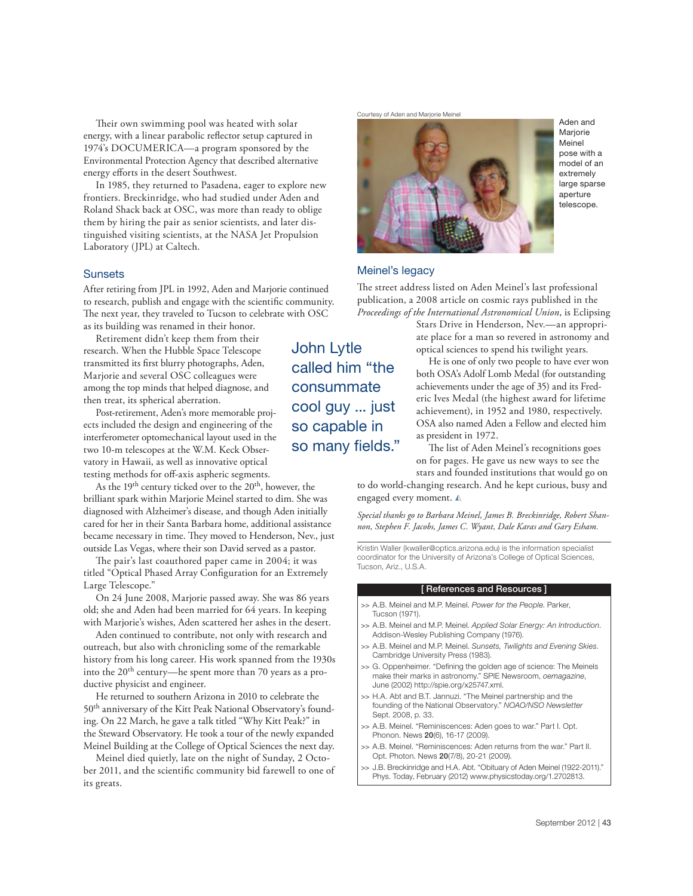Their own swimming pool was heated with solar energy, with a linear parabolic reflector setup captured in 1974's DOCUMERICA—a program sponsored by the Environmental Protection Agency that described alternative energy efforts in the desert Southwest.

In 1985, they returned to Pasadena, eager to explore new frontiers. Breckinridge, who had studied under Aden and Roland Shack back at OSC, was more than ready to oblige them by hiring the pair as senior scientists, and later distinguished visiting scientists, at the NASA Jet Propulsion Laboratory (JPL) at Caltech.

## Sunsets

After retiring from JPL in 1992, Aden and Marjorie continued to research, publish and engage with the scientific community. The next year, they traveled to Tucson to celebrate with OSC as its building was renamed in their honor.

Retirement didn't keep them from their research. When the Hubble Space Telescope transmitted its first blurry photographs, Aden, Marjorie and several OSC colleagues were among the top minds that helped diagnose, and then treat, its spherical aberration.

Post-retirement, Aden's more memorable projects included the design and engineering of the interferometer optomechanical layout used in the two 10-m telescopes at the W.M. Keck Observatory in Hawaii, as well as innovative optical testing methods for off-axis aspheric segments.

> John Lytle called him "the consummate cool guy ... just so capable in so many fields."

As the 19th century ticked over to the 20th, however, the brilliant spark within Marjorie Meinel started to dim. She was diagnosed with Alzheimer's disease, and though Aden initially cared for her in their Santa Barbara home, additional assistance became necessary in time. They moved to Henderson, Nev., just outside Las Vegas, where their son David served as a pastor.

The pair's last coauthored paper came in 2004; it was titled "Optical Phased Array Configuration for an Extremely Large Telescope."

On 24 June 2008, Marjorie passed away. She was 86 years old; she and Aden had been married for 64 years. In keeping with Marjorie's wishes, Aden scattered her ashes in the desert.

Aden continued to contribute, not only with research and outreach, but also with chronicling some of the remarkable history from his long career. His work spanned from the 1930s into the 20th century—he spent more than 70 years as a productive physicist and engineer.

He returned to southern Arizona in 2010 to celebrate the 50th anniversary of the Kitt Peak National Observatory's founding. On 22 March, he gave a talk titled "Why Kitt Peak?" in the Steward Observatory. He took a tour of the newly expanded Meinel Building at the College of Optical Sciences the next day.

Meinel died quietly, late on the night of Sunday, 2 October 2011, and the scientific community bid farewell to one of its greats.

Courtesy of Aden and Marjorie Meinel

Aden and Marjorie Meinel pose with a model of an extremely large sparse aperture telescope.

## Meinel's legacy

The street address listed on Aden Meinel's last professional publication, a 2008 article on cosmic rays published in the *Proceedings of the International Astronomical Union*, is Eclipsing Stars Drive in Henderson, Nev.—an appropriate place for a man so revered in astronomy and optical sciences to spend his twilight years.

He is one of only two people to have ever won both OSA's Adolf Lomb Medal (for outstanding achievements under the age of 35) and its Frederic Ives Medal (the highest award for lifetime achievement), in 1952 and 1980, respectively. OSA also named Aden a Fellow and elected him as president in 1972.

The list of Aden Meinel's recognitions goes on for pages. He gave us new ways to see the stars and founded institutions that would go on to do world-changing research. And he kept curious, busy and engaged every moment.

*Special thanks go to Barbara Meinel, James B. Breckinridge, Robert Shannon, Stephen F. Jacobs, James C. Wyant, Dale Karas and Gary Esham.*

Kristin Waller (kwaller@optics.arizona.edu) is the information specialist coordinator for the University of Arizona's College of Optical Sciences, Tucson, Ariz., U.S.A.

### [ References and Resources ]

- A.B. Meinel and M.P. Meinel. *Power for the People*. Parker, Tucson (1971).
- A.B. Meinel and M.P. Meinel. *Applied Solar Energy: An Introduction*. Addison-Wesley Publishing Company (1976).
- A.B. Meinel and M.P. Meinel. *Sunsets, Twilights and Evening Skies*. Cambridge University Press (1983).
- G. Oppenheimer. "Defining the golden age of science: The Meinels make their marks in astronomy." SPIE Newsroom, *oemagazine*, June (2002) http://spie.org/x25747.xml.
- H.A. Abt and B.T. Jannuzi. "The Meinel partnership and the founding of the National Observatory." *NOAO/NSO Newsletter* Sept. 2008, p. 33.
- A.B. Meinel. "Reminiscences: Aden goes to war." Part I. Opt. Phonon. News **20**(6), 16-17 (2009).
- A.B. Meinel. "Reminiscences: Aden returns from the war." Part II. Opt. Photon. News **20**(7/8), 20-21 (2009).
- J.B. Breckinridge and H.A. Abt. "Obituary of Aden Meinel (1922-2011)." Phys. Today, February (2012) www.physicstoday.org/1.2702813.